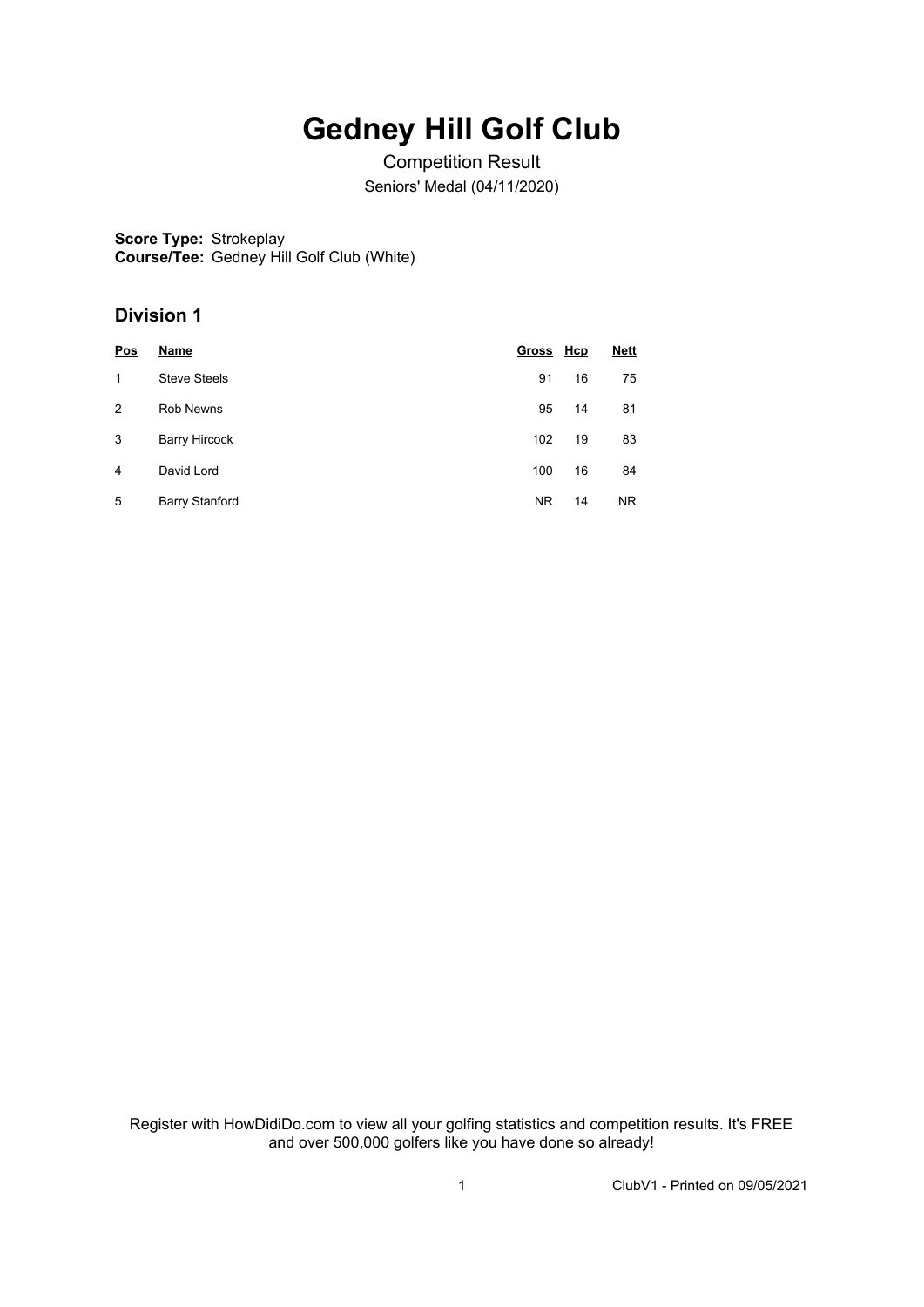# Gedney Hill Golf Club

Competition Result

Seniors' Medal (04/11/2020)

**Score Type:** Strokeplay
**Course/Tee:** Gedney Hill Golf Club (White)

## Division 1

| Pos | Name | Gross | Hcp | Nett |
|---|---|---|---|---|
| 1 | Steve Steels | 91 | 16 | 75 |
| 2 | Rob Newns | 95 | 14 | 81 |
| 3 | Barry Hircock | 102 | 19 | 83 |
| 4 | David Lord | 100 | 16 | 84 |
| 5 | Barry Stanford | NR | 14 | NR |

Register with HowDidiDo.com to view all your golfing statistics and competition results. It's FREE and over 500,000 golfers like you have done so already!

ClubV1 - Printed on 09/05/2021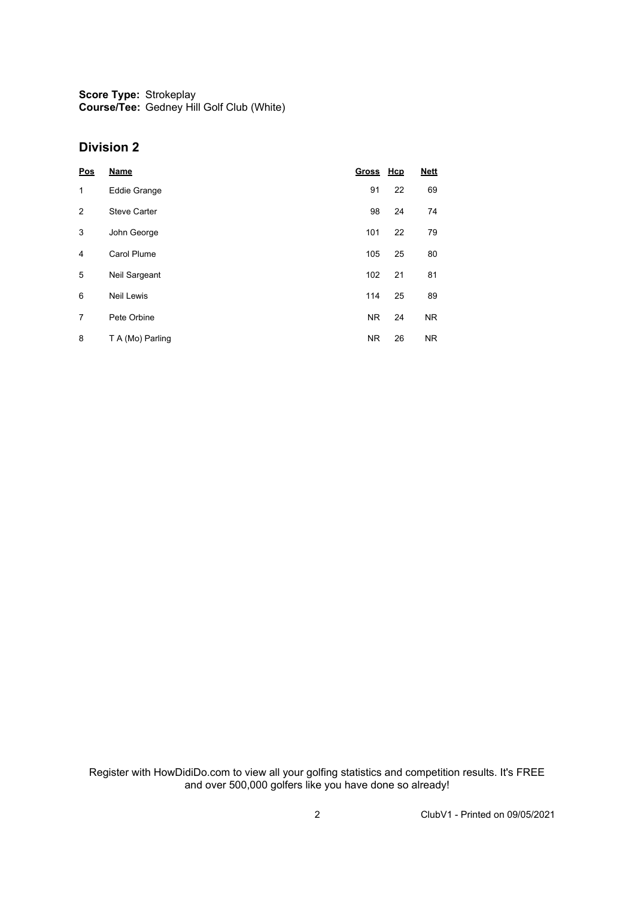**Score Type:** Strokeplay
**Course/Tee:** Gedney Hill Golf Club (White)

## Division 2

| Pos | Name | Gross | Hcp | Nett |
|---|---|---|---|---|
| 1 | Eddie Grange | 91 | 22 | 69 |
| 2 | Steve Carter | 98 | 24 | 74 |
| 3 | John George | 101 | 22 | 79 |
| 4 | Carol Plume | 105 | 25 | 80 |
| 5 | Neil Sargeant | 102 | 21 | 81 |
| 6 | Neil Lewis | 114 | 25 | 89 |
| 7 | Pete Orbine | NR | 24 | NR |
| 8 | T A (Mo) Parling | NR | 26 | NR |

Register with HowDidiDo.com to view all your golfing statistics and competition results. It's FREE and over 500,000 golfers like you have done so already!

ClubV1 - Printed on 09/05/2021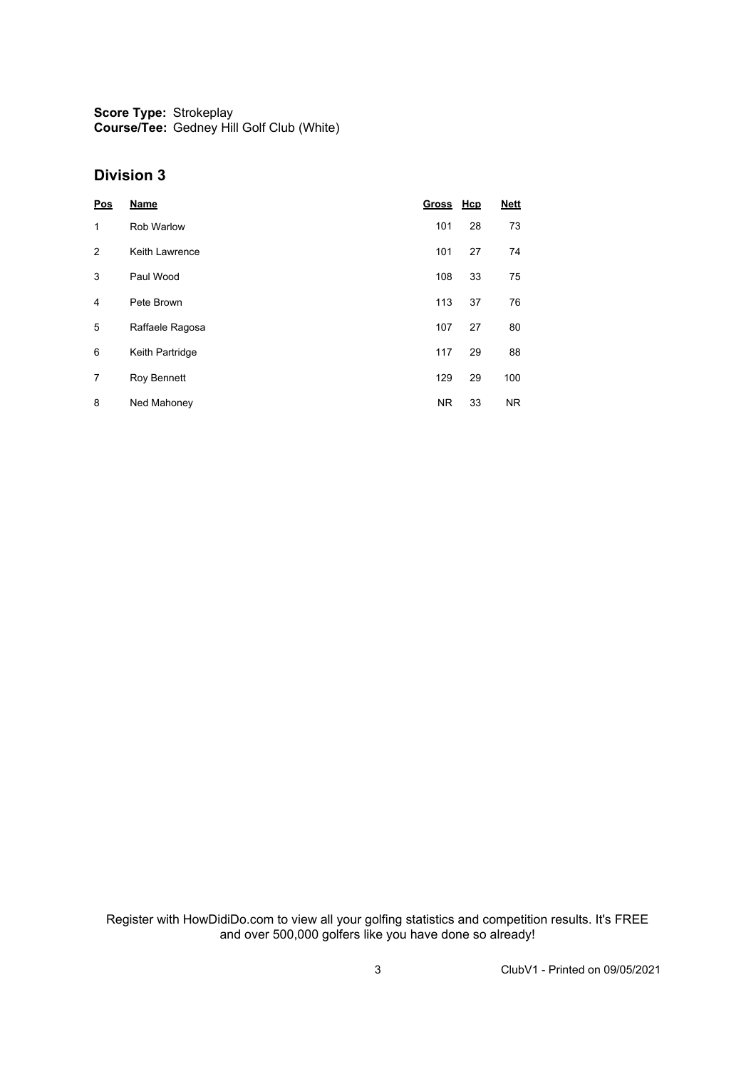**Score Type:** Strokeplay
**Course/Tee:** Gedney Hill Golf Club (White)

## Division 3

| Pos | Name | Gross | Hcp | Nett |
|---|---|---|---|---|
| 1 | Rob Warlow | 101 | 28 | 73 |
| 2 | Keith Lawrence | 101 | 27 | 74 |
| 3 | Paul Wood | 108 | 33 | 75 |
| 4 | Pete Brown | 113 | 37 | 76 |
| 5 | Raffaele Ragosa | 107 | 27 | 80 |
| 6 | Keith Partridge | 117 | 29 | 88 |
| 7 | Roy Bennett | 129 | 29 | 100 |
| 8 | Ned Mahoney | NR | 33 | NR |

Register with HowDidiDo.com to view all your golfing statistics and competition results. It's FREE and over 500,000 golfers like you have done so already!

ClubV1 - Printed on 09/05/2021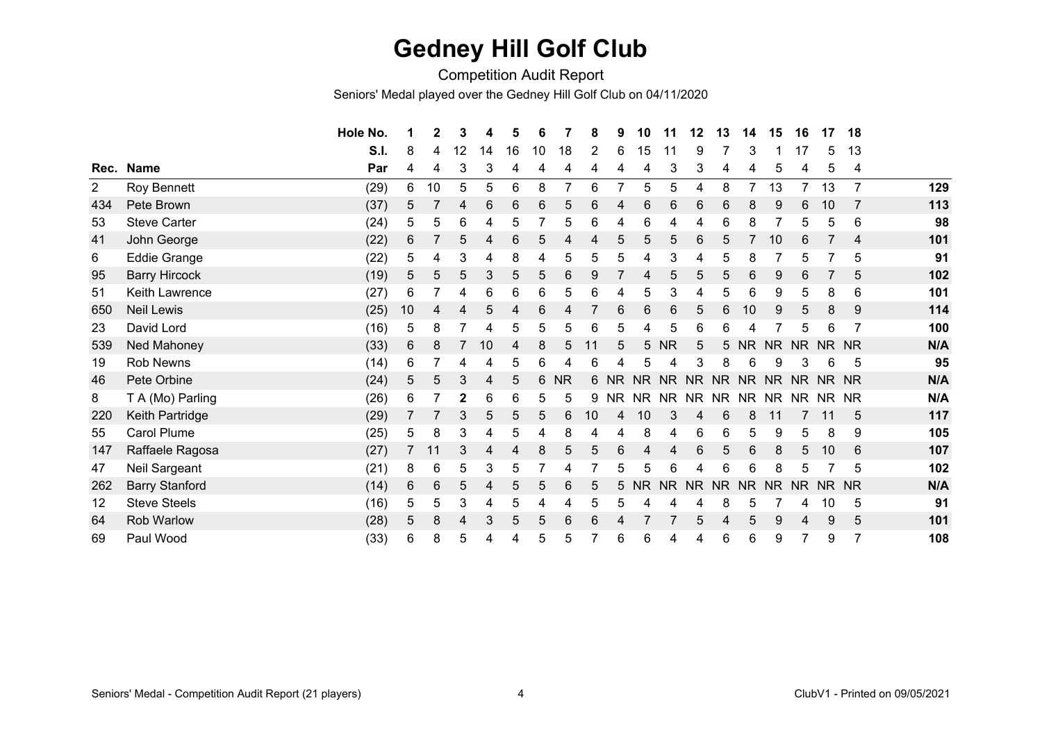# Gedney Hill Golf Club

Competition Audit Report

Seniors' Medal played over the Gedney Hill Golf Club on 04/11/2020

| | | Hole No. | 1 | 2 | 3 | 4 | 5 | 6 | 7 | 8 | 9 | 10 | 11 | 12 | 13 | 14 | 15 | 16 | 17 | 18 | |
|---|---|---|---|---|---|---|---|---|---|---|---|---|---|---|---|---|---|---|---|---|---|
| | | S.I. | 8 | 4 | 12 | 14 | 16 | 10 | 18 | 2 | 6 | 15 | 11 | 9 | 7 | 3 | 1 | 17 | 5 | 13 | |
| Rec. | Name | Par | 4 | 4 | 3 | 3 | 4 | 4 | 4 | 4 | 4 | 4 | 3 | 3 | 4 | 4 | 5 | 4 | 5 | 4 | |
| 2 | Roy Bennett | (29) | 6 | 10 | 5 | 5 | 6 | 8 | 7 | 6 | 7 | 5 | 5 | 4 | 8 | 7 | 13 | 7 | 13 | 7 | **129** |
| 434 | Pete Brown | (37) | 5 | 7 | 4 | 6 | 6 | 6 | 5 | 6 | 4 | 6 | 6 | 6 | 6 | 8 | 9 | 6 | 10 | 7 | **113** |
| 53 | Steve Carter | (24) | 5 | 5 | 6 | 4 | 5 | 7 | 5 | 6 | 4 | 6 | 4 | 4 | 6 | 8 | 7 | 5 | 5 | 6 | **98** |
| 41 | John George | (22) | 6 | 7 | 5 | 4 | 6 | 5 | 4 | 4 | 5 | 5 | 5 | 6 | 5 | 7 | 10 | 6 | 7 | 4 | **101** |
| 6 | Eddie Grange | (22) | 5 | 4 | 3 | 4 | 8 | 4 | 5 | 5 | 5 | 4 | 3 | 4 | 5 | 8 | 7 | 5 | 7 | 5 | **91** |
| 95 | Barry Hircock | (19) | 5 | 5 | 5 | 3 | 5 | 5 | 6 | 9 | 7 | 4 | 5 | 5 | 5 | 6 | 9 | 6 | 7 | 5 | **102** |
| 51 | Keith Lawrence | (27) | 6 | 7 | 4 | 6 | 6 | 6 | 5 | 6 | 4 | 5 | 3 | 4 | 5 | 6 | 9 | 5 | 8 | 6 | **101** |
| 650 | Neil Lewis | (25) | 10 | 4 | 4 | 5 | 4 | 6 | 4 | 7 | 6 | 6 | 6 | 5 | 6 | 10 | 9 | 5 | 8 | 9 | **114** |
| 23 | David Lord | (16) | 5 | 8 | 7 | 4 | 5 | 5 | 5 | 6 | 5 | 4 | 5 | 6 | 6 | 4 | 7 | 5 | 6 | 7 | **100** |
| 539 | Ned Mahoney | (33) | 6 | 8 | 7 | 10 | 4 | 8 | 5 | 11 | 5 | 5 | NR | 5 | 5 | NR | NR | NR | NR | NR | **N/A** |
| 19 | Rob Newns | (14) | 6 | 7 | 4 | 4 | 5 | 6 | 4 | 6 | 4 | 5 | 4 | 3 | 8 | 6 | 9 | 3 | 6 | 5 | **95** |
| 46 | Pete Orbine | (24) | 5 | 5 | 3 | 4 | 5 | 6 | NR | 6 | NR | NR | NR | NR | NR | NR | NR | NR | NR | NR | **N/A** |
| 8 | T A (Mo) Parling | (26) | 6 | 7 | **2** | 6 | 6 | 5 | 5 | 9 | NR | NR | NR | NR | NR | NR | NR | NR | NR | NR | **N/A** |
| 220 | Keith Partridge | (29) | 7 | 7 | 3 | 5 | 5 | 5 | 6 | 10 | 4 | 10 | 3 | 4 | 6 | 8 | 11 | 7 | 11 | 5 | **117** |
| 55 | Carol Plume | (25) | 5 | 8 | 3 | 4 | 5 | 4 | 8 | 4 | 4 | 8 | 4 | 6 | 6 | 5 | 9 | 5 | 8 | 9 | **105** |
| 147 | Raffaele Ragosa | (27) | 7 | 11 | 3 | 4 | 4 | 8 | 5 | 5 | 6 | 4 | 4 | 6 | 5 | 6 | 8 | 5 | 10 | 6 | **107** |
| 47 | Neil Sargeant | (21) | 8 | 6 | 5 | 3 | 5 | 7 | 4 | 7 | 5 | 5 | 6 | 4 | 6 | 6 | 8 | 5 | 7 | 5 | **102** |
| 262 | Barry Stanford | (14) | 6 | 6 | 5 | 4 | 5 | 5 | 6 | 5 | 5 | NR | NR | NR | NR | NR | NR | NR | NR | NR | **N/A** |
| 12 | Steve Steels | (16) | 5 | 5 | 3 | 4 | 5 | 4 | 4 | 5 | 5 | 4 | 4 | 4 | 8 | 5 | 7 | 4 | 10 | 5 | **91** |
| 64 | Rob Warlow | (28) | 5 | 8 | 4 | 3 | 5 | 5 | 6 | 6 | 4 | 7 | 7 | 5 | 4 | 5 | 9 | 4 | 9 | 5 | **101** |
| 69 | Paul Wood | (33) | 6 | 8 | 5 | 4 | 4 | 5 | 5 | 7 | 6 | 6 | 4 | 4 | 6 | 6 | 9 | 7 | 9 | 7 | **108** |

Seniors' Medal - Competition Audit Report (21 players)

ClubV1 - Printed on 09/05/2021